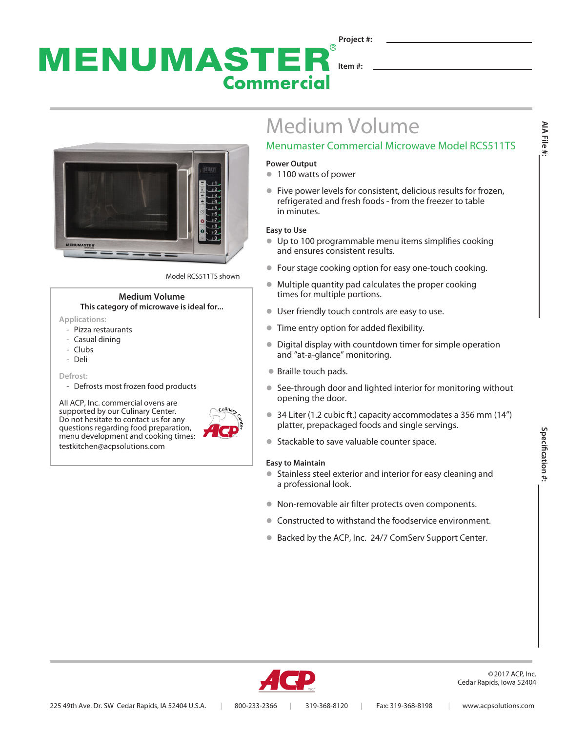# MENUMASTER® Commercial

Project #: \_\_\_\_\_\_\_\_\_\_\_\_\_\_\_\_\_\_\_\_

Item #: \_\_\_\_\_\_\_\_\_\_\_\_\_\_\_\_\_\_\_\_

AIA File #:

Specification #:

Model RCS511TS shown

### Medium Volume

**This category of microwave is ideal for...**

Applications:

- Pizza restaurants
- Casual dining
- Clubs
- Deli

Defrost:

- Defrosts most frozen food products

All ACP, Inc. commercial ovens are supported by our Culinary Center. Do not hesitate to contact us for any questions regarding food preparation, menu development and cooking times: testkitchen@acpsolutions.com

# Medium Volume

## Menumaster Commercial Microwave Model RCS511TS

**Power Output**

- 1100 watts of power
- Five power levels for consistent, delicious results for frozen, refrigerated and fresh foods - from the freezer to table in minutes.

**Easy to Use**

- Up to 100 programmable menu items simplifies cooking and ensures consistent results.
- Four stage cooking option for easy one-touch cooking.
- Multiple quantity pad calculates the proper cooking times for multiple portions.
- User friendly touch controls are easy to use.
- Time entry option for added flexibility.
- Digital display with countdown timer for simple operation and "at-a-glance" monitoring.
- Braille touch pads.
- See-through door and lighted interior for monitoring without opening the door.
- 34 Liter (1.2 cubic ft.) capacity accommodates a 356 mm (14") platter, prepackaged foods and single servings.
- Stackable to save valuable counter space.

**Easy to Maintain**

- Stainless steel exterior and interior for easy cleaning and a professional look.
- Non-removable air filter protects oven components.
- Constructed to withstand the foodservice environment.
- Backed by the ACP, Inc. 24/7 ComServ Support Center.

©2017 ACP, Inc.
Cedar Rapids, Iowa 52404

225 49th Ave. Dr. SW Cedar Rapids, IA 52404 U.S.A. | 800-233-2366 | 319-368-8120 | Fax: 319-368-8198 | www.acpsolutions.com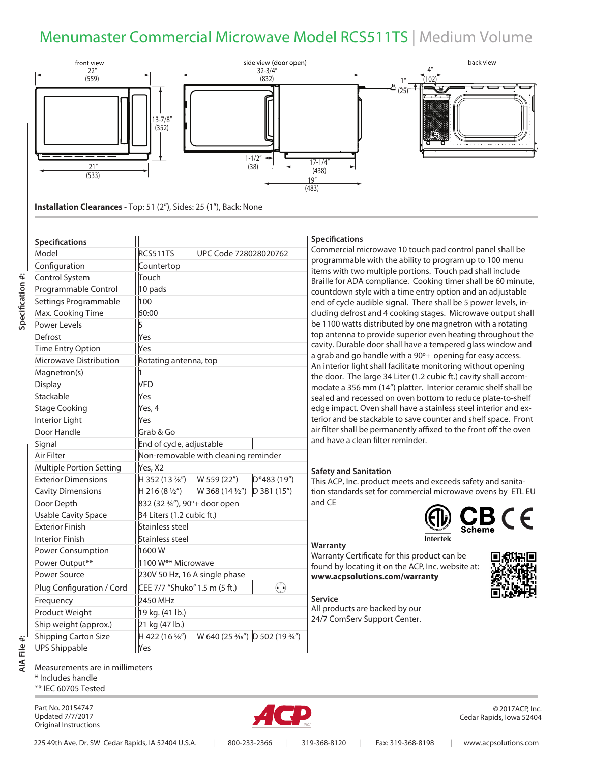# Menumaster Commercial Microwave Model RCS511TS | Medium Volume

front view
22″
(559)
13-7/8″
(352)
21″
(533)

side view (door open)
32-3/4″
(832)
1-1/2″
(38)
17-1/4″
(438)
19″
(483)

back view
4″
(102)
1″
(25)

**Installation Clearances** - Top: 51 (2″), Sides: 25 (1″), Back: None

| Specifications | | | |
|---|---|---|---|
| Model | RCS511TS | UPC Code 728028020762 | |
| Configuration | Countertop | | |
| Control System | Touch | | |
| Programmable Control | 10 pads | | |
| Settings Programmable | 100 | | |
| Max. Cooking Time | 60:00 | | |
| Power Levels | 5 | | |
| Defrost | Yes | | |
| Time Entry Option | Yes | | |
| Microwave Distribution | Rotating antenna, top | | |
| Magnetron(s) | 1 | | |
| Display | VFD | | |
| Stackable | Yes | | |
| Stage Cooking | Yes, 4 | | |
| Interior Light | Yes | | |
| Door Handle | Grab & Go | | |
| Signal | End of cycle, adjustable | | |
| Air Filter | Non-removable with cleaning reminder | | |
| Multiple Portion Setting | Yes, X2 | | |
| Exterior Dimensions | H 352 (13 ⅞″) | W 559 (22″) | D*483 (19″) |
| Cavity Dimensions | H 216 (8 ½″) | W 368 (14 ½″) | D 381 (15″) |
| Door Depth | 832 (32 ¾″), 90°+ door open | | |
| Usable Cavity Space | 34 Liters (1.2 cubic ft.) | | |
| Exterior Finish | Stainless steel | | |
| Interior Finish | Stainless steel | | |
| Power Consumption | 1600 W | | |
| Power Output** | 1100 W** Microwave | | |
| Power Source | 230V 50 Hz, 16 A single phase | | |
| Plug Configuration / Cord | CEE 7/7 "Shuko" | 1.5 m (5 ft.) | |
| Frequency | 2450 MHz | | |
| Product Weight | 19 kg. (41 lb.) | | |
| Ship weight (approx.) | 21 kg (47 lb.) | | |
| Shipping Carton Size | H 422 (16 ⅝″) | W 640 (25 3⁄16″) | D 502 (19 ¾″) |
| UPS Shippable | Yes | | |

Measurements are in millimeters
* Includes handle
** IEC 60705 Tested

## Specifications

Commercial microwave 10 touch pad control panel shall be programmable with the ability to program up to 100 menu items with two multiple portions. Touch pad shall include Braille for ADA compliance. Cooking timer shall be 60 minute, countdown style with a time entry option and an adjustable end of cycle audible signal. There shall be 5 power levels, including defrost and 4 cooking stages. Microwave output shall be 1100 watts distributed by one magnetron with a rotating top antenna to provide superior even heating throughout the cavity. Durable door shall have a tempered glass window and a grab and go handle with a 90°+ opening for easy access. An interior light shall facilitate monitoring without opening the door. The large 34 Liter (1.2 cubic ft.) cavity shall accommodate a 356 mm (14″) platter. Interior ceramic shelf shall be sealed and recessed on oven bottom to reduce plate-to-shelf edge impact. Oven shall have a stainless steel interior and exterior and be stackable to save counter and shelf space. Front air filter shall be permanently affixed to the front off the oven and have a clean filter reminder.

## Safety and Sanitation

This ACP, Inc. product meets and exceeds safety and sanitation standards set for commercial microwave ovens by ETL EU and CE

Intertek
CB Scheme
CE

## Warranty

Warranty Certificate for this product can be found by locating it on the ACP, Inc. website at: **www.acpsolutions.com/warranty**

## Service

All products are backed by our 24/7 ComServ Support Center.

Specification #:

AIA File #:

Part No. 20154747
Updated 7/7/2017
Original Instructions

© 2017ACP, Inc.
Cedar Rapids, Iowa 52404

225 49th Ave. Dr. SW Cedar Rapids, IA 52404 U.S.A. | 800-233-2366 | 319-368-8120 | Fax: 319-368-8198 | www.acpsolutions.com